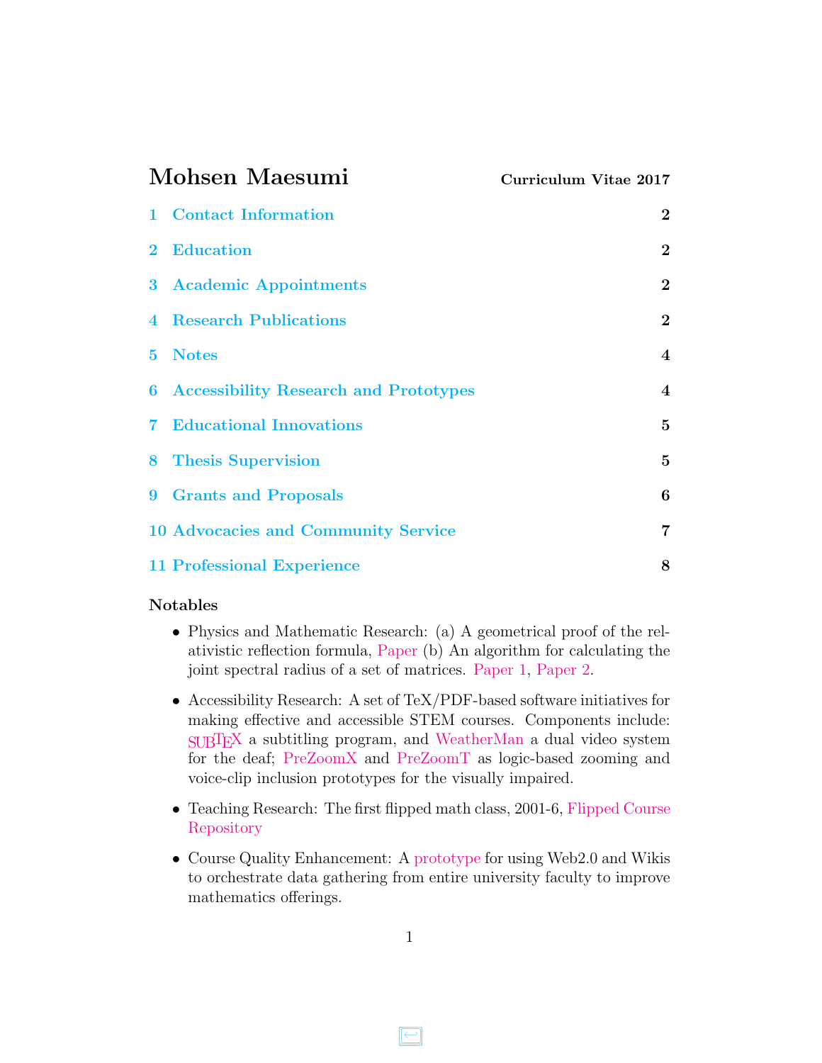# Mohsen Maesumi

**Curriculum Vitae 2017**

| | | |
|---|---|---|
| 1 | Contact Information | 2 |
| 2 | Education | 2 |
| 3 | Academic Appointments | 2 |
| 4 | Research Publications | 2 |
| 5 | Notes | 4 |
| 6 | Accessibility Research and Prototypes | 4 |
| 7 | Educational Innovations | 5 |
| 8 | Thesis Supervision | 5 |
| 9 | Grants and Proposals | 6 |
| 10 | Advocacies and Community Service | 7 |
| 11 | Professional Experience | 8 |

**Notables**

- Physics and Mathematic Research: (a) A geometrical proof of the relativistic reflection formula, Paper (b) An algorithm for calculating the joint spectral radius of a set of matrices. Paper 1, Paper 2.
- Accessibility Research: A set of TeX/PDF-based software initiatives for making effective and accessible STEM courses. Components include: SUBTEX a subtitling program, and WeatherMan a dual video system for the deaf; PreZoomX and PreZoomT as logic-based zooming and voice-clip inclusion prototypes for the visually impaired.
- Teaching Research: The first flipped math class, 2001-6, Flipped Course Repository
- Course Quality Enhancement: A prototype for using Web2.0 and Wikis to orchestrate data gathering from entire university faculty to improve mathematics offerings.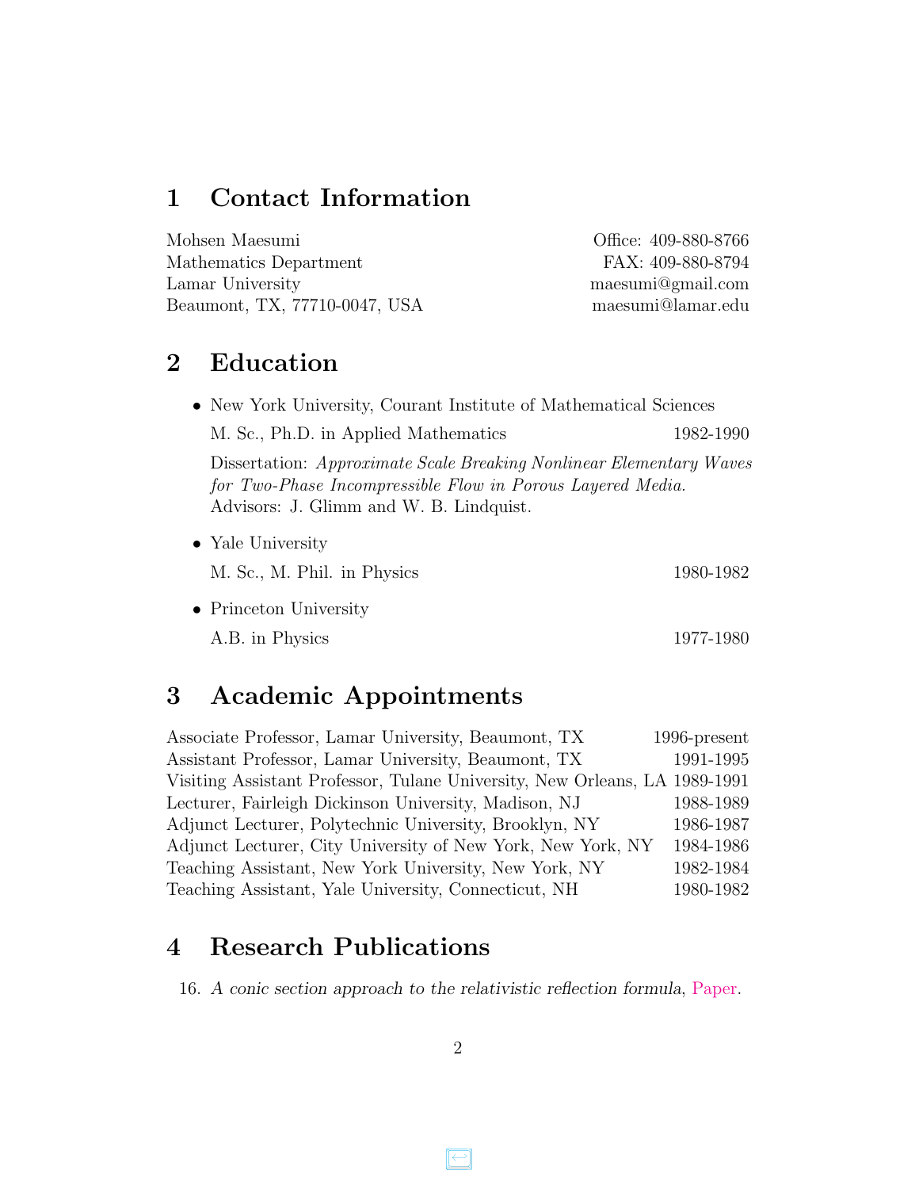## 1 Contact Information

Mohsen Maesumi
Mathematics Department
Lamar University
Beaumont, TX, 77710-0047, USA

Office: 409-880-8766
FAX: 409-880-8794
maesumi@gmail.com
maesumi@lamar.edu

## 2 Education

- New York University, Courant Institute of Mathematical Sciences

  M. Sc., Ph.D. in Applied Mathematics — 1982-1990

  Dissertation: *Approximate Scale Breaking Nonlinear Elementary Waves for Two-Phase Incompressible Flow in Porous Layered Media.*
  Advisors: J. Glimm and W. B. Lindquist.

- Yale University

  M. Sc., M. Phil. in Physics — 1980-1982

- Princeton University

  A.B. in Physics — 1977-1980

## 3 Academic Appointments

| | |
|---|---|
| Associate Professor, Lamar University, Beaumont, TX | 1996-present |
| Assistant Professor, Lamar University, Beaumont, TX | 1991-1995 |
| Visiting Assistant Professor, Tulane University, New Orleans, LA | 1989-1991 |
| Lecturer, Fairleigh Dickinson University, Madison, NJ | 1988-1989 |
| Adjunct Lecturer, Polytechnic University, Brooklyn, NY | 1986-1987 |
| Adjunct Lecturer, City University of New York, New York, NY | 1984-1986 |
| Teaching Assistant, New York University, New York, NY | 1982-1984 |
| Teaching Assistant, Yale University, Connecticut, NH | 1980-1982 |

## 4 Research Publications

16. *A conic section approach to the relativistic reflection formula*, Paper.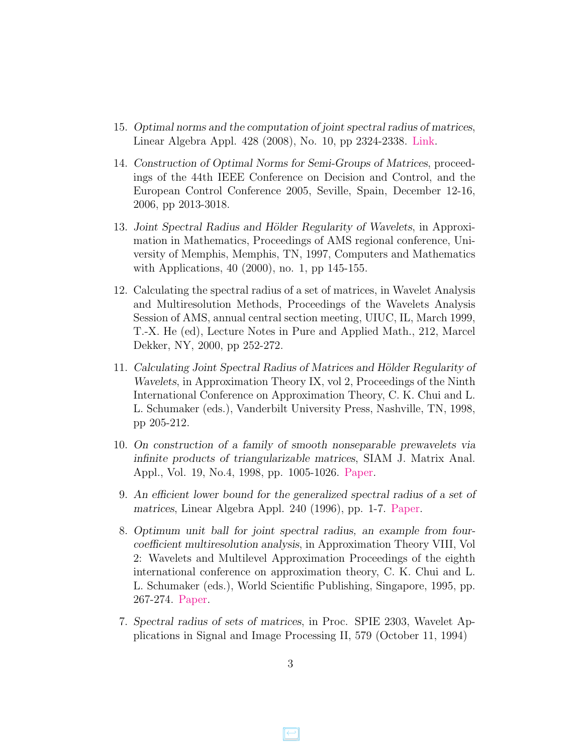15. *Optimal norms and the computation of joint spectral radius of matrices*, Linear Algebra Appl. 428 (2008), No. 10, pp 2324-2338. Link.

14. *Construction of Optimal Norms for Semi-Groups of Matrices*, proceedings of the 44th IEEE Conference on Decision and Control, and the European Control Conference 2005, Seville, Spain, December 12-16, 2006, pp 2013-3018.

13. *Joint Spectral Radius and Hölder Regularity of Wavelets*, in Approximation in Mathematics, Proceedings of AMS regional conference, University of Memphis, Memphis, TN, 1997, Computers and Mathematics with Applications, 40 (2000), no. 1, pp 145-155.

12. Calculating the spectral radius of a set of matrices, in Wavelet Analysis and Multiresolution Methods, Proceedings of the Wavelets Analysis Session of AMS, annual central section meeting, UIUC, IL, March 1999, T.-X. He (ed), Lecture Notes in Pure and Applied Math., 212, Marcel Dekker, NY, 2000, pp 252-272.

11. *Calculating Joint Spectral Radius of Matrices and Hölder Regularity of Wavelets*, in Approximation Theory IX, vol 2, Proceedings of the Ninth International Conference on Approximation Theory, C. K. Chui and L. L. Schumaker (eds.), Vanderbilt University Press, Nashville, TN, 1998, pp 205-212.

10. *On construction of a family of smooth nonseparable prewavelets via infinite products of triangularizable matrices*, SIAM J. Matrix Anal. Appl., Vol. 19, No.4, 1998, pp. 1005-1026. Paper.

9. *An efficient lower bound for the generalized spectral radius of a set of matrices*, Linear Algebra Appl. 240 (1996), pp. 1-7. Paper.

8. *Optimum unit ball for joint spectral radius, an example from four-coefficient multiresolution analysis*, in Approximation Theory VIII, Vol 2: Wavelets and Multilevel Approximation Proceedings of the eighth international conference on approximation theory, C. K. Chui and L. L. Schumaker (eds.), World Scientific Publishing, Singapore, 1995, pp. 267-274. Paper.

7. *Spectral radius of sets of matrices*, in Proc. SPIE 2303, Wavelet Applications in Signal and Image Processing II, 579 (October 11, 1994)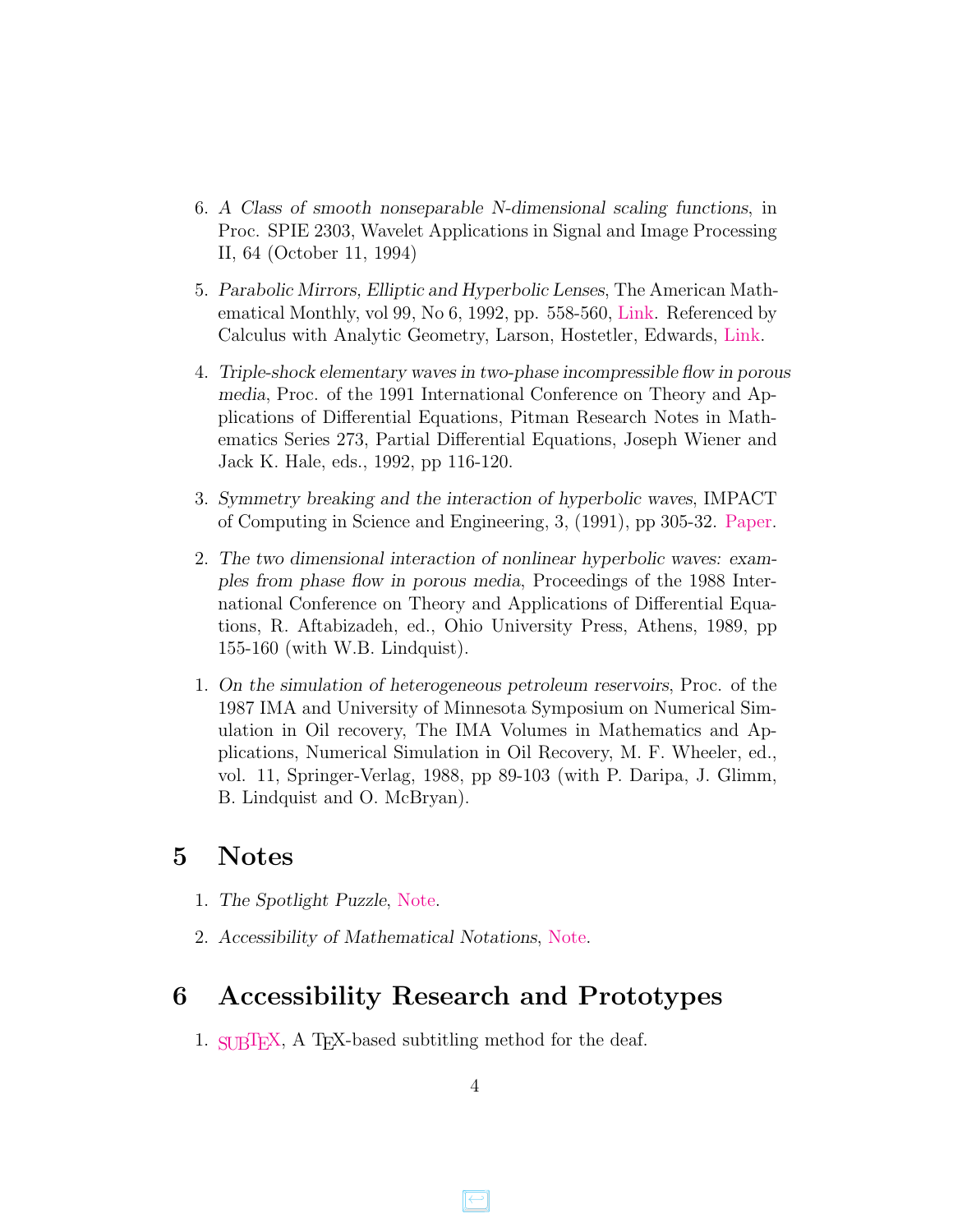6. *A Class of smooth nonseparable N-dimensional scaling functions*, in Proc. SPIE 2303, Wavelet Applications in Signal and Image Processing II, 64 (October 11, 1994)

5. *Parabolic Mirrors, Elliptic and Hyperbolic Lenses*, The American Mathematical Monthly, vol 99, No 6, 1992, pp. 558-560, Link. Referenced by Calculus with Analytic Geometry, Larson, Hostetler, Edwards, Link.

4. *Triple-shock elementary waves in two-phase incompressible flow in porous media*, Proc. of the 1991 International Conference on Theory and Applications of Differential Equations, Pitman Research Notes in Mathematics Series 273, Partial Differential Equations, Joseph Wiener and Jack K. Hale, eds., 1992, pp 116-120.

3. *Symmetry breaking and the interaction of hyperbolic waves*, IMPACT of Computing in Science and Engineering, 3, (1991), pp 305-32. Paper.

2. *The two dimensional interaction of nonlinear hyperbolic waves: examples from phase flow in porous media*, Proceedings of the 1988 International Conference on Theory and Applications of Differential Equations, R. Aftabizadeh, ed., Ohio University Press, Athens, 1989, pp 155-160 (with W.B. Lindquist).

1. *On the simulation of heterogeneous petroleum reservoirs*, Proc. of the 1987 IMA and University of Minnesota Symposium on Numerical Simulation in Oil recovery, The IMA Volumes in Mathematics and Applications, Numerical Simulation in Oil Recovery, M. F. Wheeler, ed., vol. 11, Springer-Verlag, 1988, pp 89-103 (with P. Daripa, J. Glimm, B. Lindquist and O. McBryan).

## 5 Notes

1. *The Spotlight Puzzle*, Note.

2. *Accessibility of Mathematical Notations*, Note.

## 6 Accessibility Research and Prototypes

1. SUBTEX, A TEX-based subtitling method for the deaf.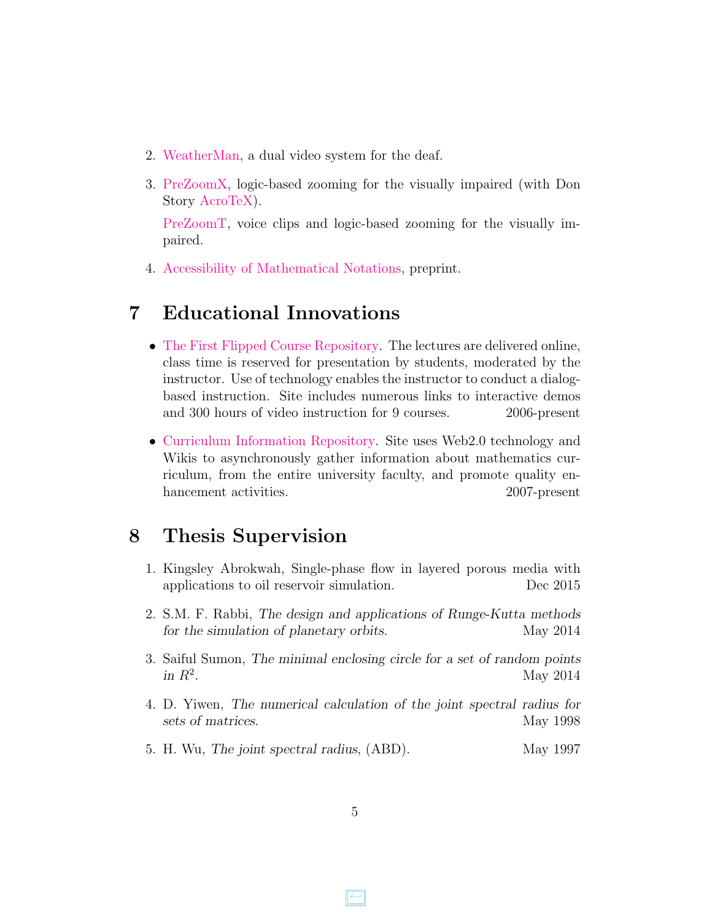2. WeatherMan, a dual video system for the deaf.

3. PreZoomX, logic-based zooming for the visually impaired (with Don Story AcroTeX).

   PreZoomT, voice clips and logic-based zooming for the visually impaired.

4. Accessibility of Mathematical Notations, preprint.

# 7 Educational Innovations

- The First Flipped Course Repository. The lectures are delivered online, class time is reserved for presentation by students, moderated by the instructor. Use of technology enables the instructor to conduct a dialog-based instruction. Site includes numerous links to interactive demos and 300 hours of video instruction for 9 courses. 2006-present

- Curriculum Information Repository. Site uses Web2.0 technology and Wikis to asynchronously gather information about mathematics curriculum, from the entire university faculty, and promote quality enhancement activities. 2007-present

# 8 Thesis Supervision

1. Kingsley Abrokwah, Single-phase flow in layered porous media with applications to oil reservoir simulation. Dec 2015

2. S.M. F. Rabbi, *The design and applications of Runge-Kutta methods for the simulation of planetary orbits*. May 2014

3. Saiful Sumon, *The minimal enclosing circle for a set of random points in* $R^2$. May 2014

4. D. Yiwen, *The numerical calculation of the joint spectral radius for sets of matrices*. May 1998

5. H. Wu, *The joint spectral radius*, (ABD). May 1997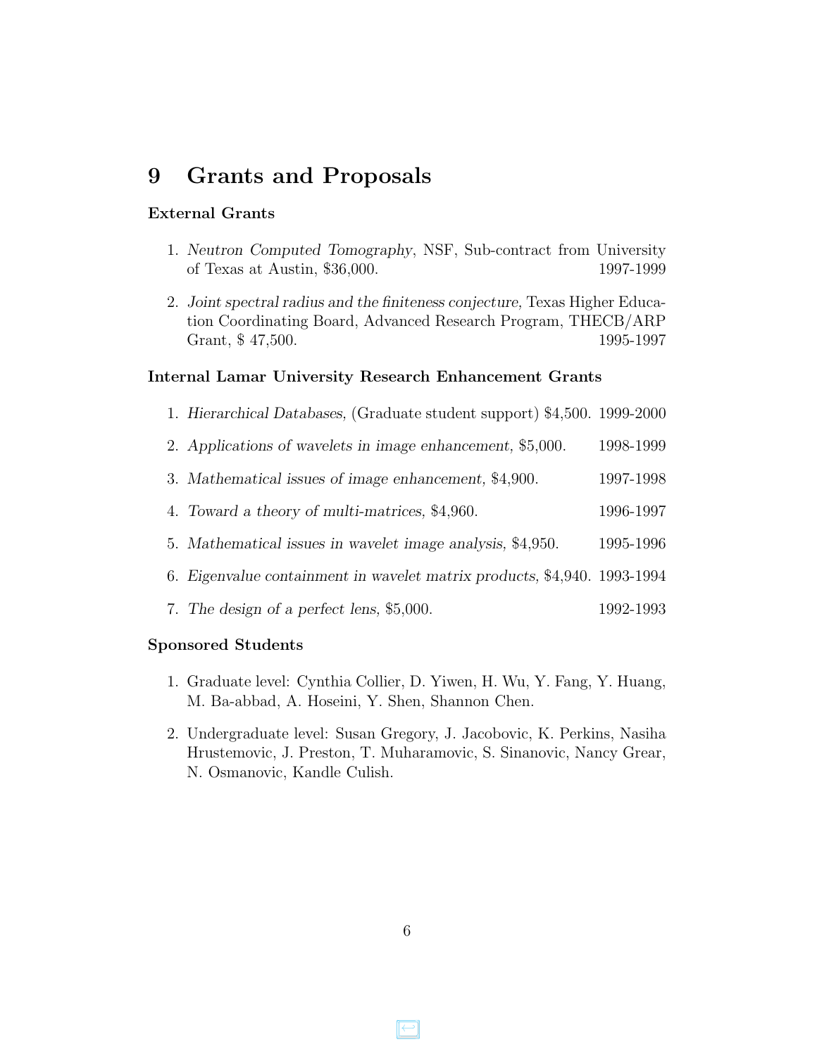# 9 Grants and Proposals

### External Grants

1. *Neutron Computed Tomography*, NSF, Sub-contract from University of Texas at Austin, $36,000. 1997-1999

2. *Joint spectral radius and the finiteness conjecture*, Texas Higher Education Coordinating Board, Advanced Research Program, THECB/ARP Grant, $ 47,500. 1995-1997

### Internal Lamar University Research Enhancement Grants

1. *Hierarchical Databases,* (Graduate student support) $4,500. 1999-2000

2. *Applications of wavelets in image enhancement,* $5,000. 1998-1999

3. *Mathematical issues of image enhancement,* $4,900. 1997-1998

4. *Toward a theory of multi-matrices,* $4,960. 1996-1997

5. *Mathematical issues in wavelet image analysis,* $4,950. 1995-1996

6. *Eigenvalue containment in wavelet matrix products,* $4,940. 1993-1994

7. *The design of a perfect lens,* $5,000. 1992-1993

### Sponsored Students

1. Graduate level: Cynthia Collier, D. Yiwen, H. Wu, Y. Fang, Y. Huang, M. Ba-abbad, A. Hoseini, Y. Shen, Shannon Chen.

2. Undergraduate level: Susan Gregory, J. Jacobovic, K. Perkins, Nasiha Hrustemovic, J. Preston, T. Muharamovic, S. Sinanovic, Nancy Grear, N. Osmanovic, Kandle Culish.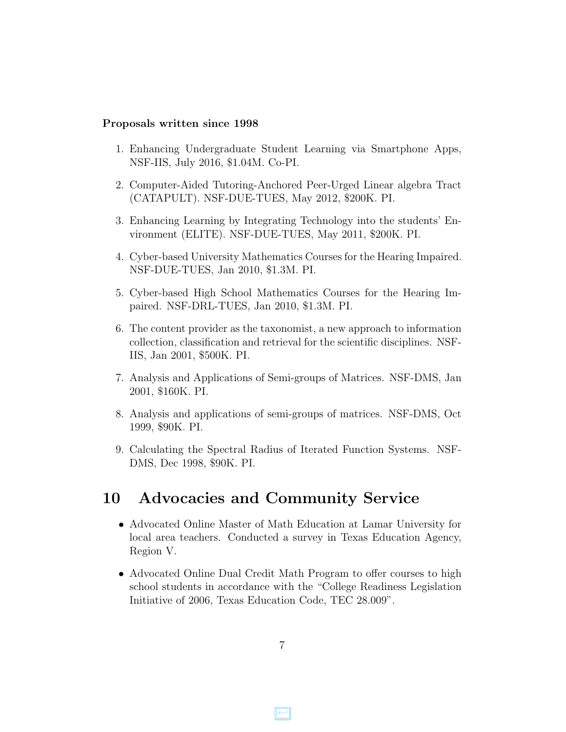**Proposals written since 1998**

1. Enhancing Undergraduate Student Learning via Smartphone Apps, NSF-IIS, July 2016, $1.04M. Co-PI.

2. Computer-Aided Tutoring-Anchored Peer-Urged Linear algebra Tract (CATAPULT). NSF-DUE-TUES, May 2012, $200K. PI.

3. Enhancing Learning by Integrating Technology into the students' Environment (ELITE). NSF-DUE-TUES, May 2011, $200K. PI.

4. Cyber-based University Mathematics Courses for the Hearing Impaired. NSF-DUE-TUES, Jan 2010, $1.3M. PI.

5. Cyber-based High School Mathematics Courses for the Hearing Impaired. NSF-DRL-TUES, Jan 2010, $1.3M. PI.

6. The content provider as the taxonomist, a new approach to information collection, classification and retrieval for the scientific disciplines. NSF-IIS, Jan 2001, $500K. PI.

7. Analysis and Applications of Semi-groups of Matrices. NSF-DMS, Jan 2001, $160K. PI.

8. Analysis and applications of semi-groups of matrices. NSF-DMS, Oct 1999, $90K. PI.

9. Calculating the Spectral Radius of Iterated Function Systems. NSF-DMS, Dec 1998, $90K. PI.

# 10 Advocacies and Community Service

- Advocated Online Master of Math Education at Lamar University for local area teachers. Conducted a survey in Texas Education Agency, Region V.

- Advocated Online Dual Credit Math Program to offer courses to high school students in accordance with the "College Readiness Legislation Initiative of 2006, Texas Education Code, TEC 28.009".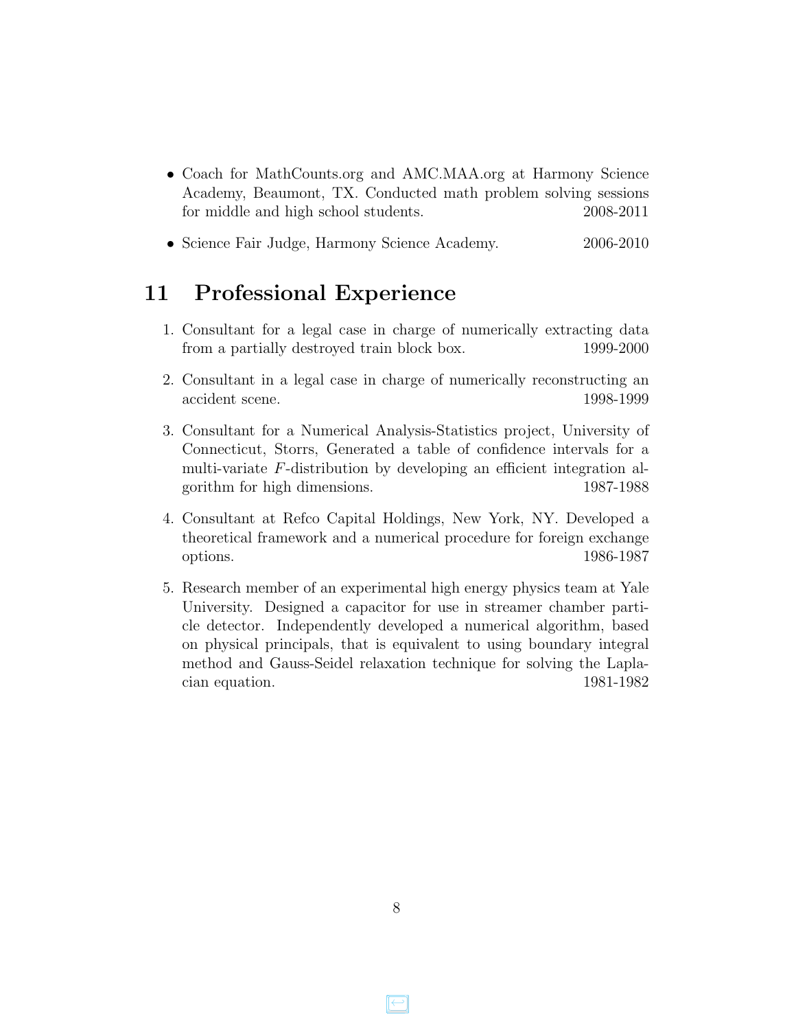- Coach for MathCounts.org and AMC.MAA.org at Harmony Science Academy, Beaumont, TX. Conducted math problem solving sessions for middle and high school students. 2008-2011

- Science Fair Judge, Harmony Science Academy. 2006-2010

## 11 Professional Experience

1. Consultant for a legal case in charge of numerically extracting data from a partially destroyed train block box. 1999-2000

2. Consultant in a legal case in charge of numerically reconstructing an accident scene. 1998-1999

3. Consultant for a Numerical Analysis-Statistics project, University of Connecticut, Storrs, Generated a table of confidence intervals for a multi-variate $F$-distribution by developing an efficient integration algorithm for high dimensions. 1987-1988

4. Consultant at Refco Capital Holdings, New York, NY. Developed a theoretical framework and a numerical procedure for foreign exchange options. 1986-1987

5. Research member of an experimental high energy physics team at Yale University. Designed a capacitor for use in streamer chamber particle detector. Independently developed a numerical algorithm, based on physical principals, that is equivalent to using boundary integral method and Gauss-Seidel relaxation technique for solving the Laplacian equation. 1981-1982